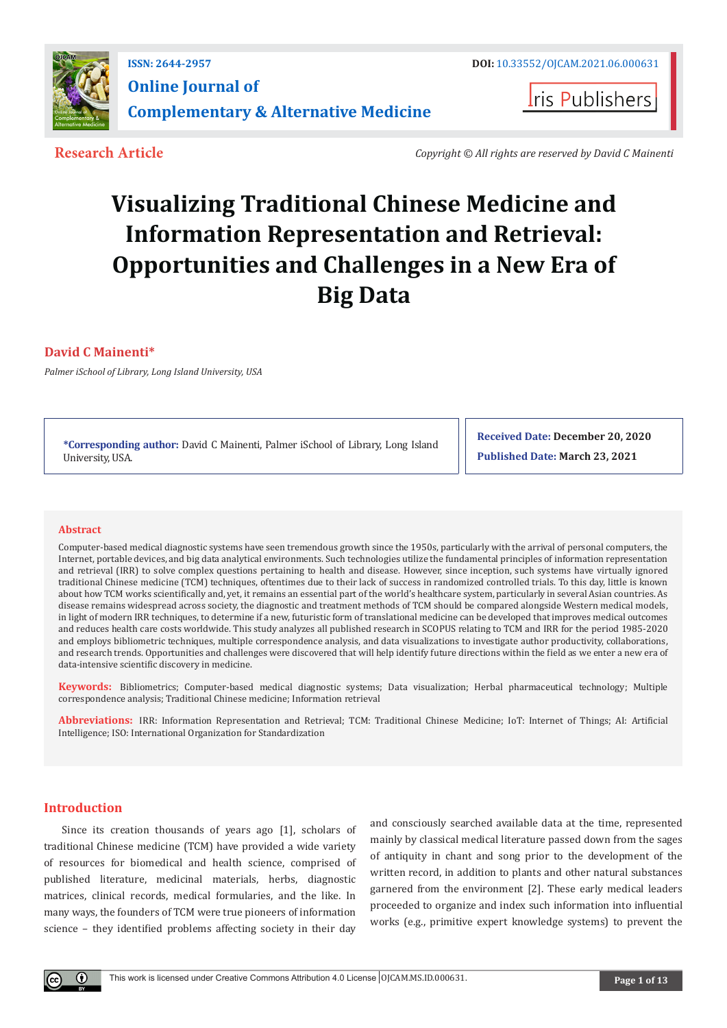ISSN: 2644-2957

DOI: 10.33552/OJCAM.2021.06.000631

**Online Journal of Complementary & Alternative Medicine**

Iris Publishers

**Research Article**

*Copyright © All rights are reserved by David C Mainenti*

# Visualizing Traditional Chinese Medicine and Information Representation and Retrieval: Opportunities and Challenges in a New Era of Big Data

**David C Mainenti***

*Palmer iSchool of Library, Long Island University, USA*

***Corresponding author:** David C Mainenti, Palmer iSchool of Library, Long Island University, USA.

**Received Date:** December 20, 2020

**Published Date:** March 23, 2021

## Abstract

Computer-based medical diagnostic systems have seen tremendous growth since the 1950s, particularly with the arrival of personal computers, the Internet, portable devices, and big data analytical environments. Such technologies utilize the fundamental principles of information representation and retrieval (IRR) to solve complex questions pertaining to health and disease. However, since inception, such systems have virtually ignored traditional Chinese medicine (TCM) techniques, oftentimes due to their lack of success in randomized controlled trials. To this day, little is known about how TCM works scientifically and, yet, it remains an essential part of the world's healthcare system, particularly in several Asian countries. As disease remains widespread across society, the diagnostic and treatment methods of TCM should be compared alongside Western medical models, in light of modern IRR techniques, to determine if a new, futuristic form of translational medicine can be developed that improves medical outcomes and reduces health care costs worldwide. This study analyzes all published research in SCOPUS relating to TCM and IRR for the period 1985-2020 and employs bibliometric techniques, multiple correspondence analysis, and data visualizations to investigate author productivity, collaborations, and research trends. Opportunities and challenges were discovered that will help identify future directions within the field as we enter a new era of data-intensive scientific discovery in medicine.

**Keywords:** Bibliometrics; Computer-based medical diagnostic systems; Data visualization; Herbal pharmaceutical technology; Multiple correspondence analysis; Traditional Chinese medicine; Information retrieval

**Abbreviations:** IRR: Information Representation and Retrieval; TCM: Traditional Chinese Medicine; IoT: Internet of Things; AI: Artificial Intelligence; ISO: International Organization for Standardization

## Introduction

Since its creation thousands of years ago [1], scholars of traditional Chinese medicine (TCM) have provided a wide variety of resources for biomedical and health science, comprised of published literature, medicinal materials, herbs, diagnostic matrices, clinical records, medical formularies, and the like. In many ways, the founders of TCM were true pioneers of information science – they identified problems affecting society in their day and consciously searched available data at the time, represented mainly by classical medical literature passed down from the sages of antiquity in chant and song prior to the development of the written record, in addition to plants and other natural substances garnered from the environment [2]. These early medical leaders proceeded to organize and index such information into influential works (e.g., primitive expert knowledge systems) to prevent the

This work is licensed under Creative Commons Attribution 4.0 License OJCAM.MS.ID.000631.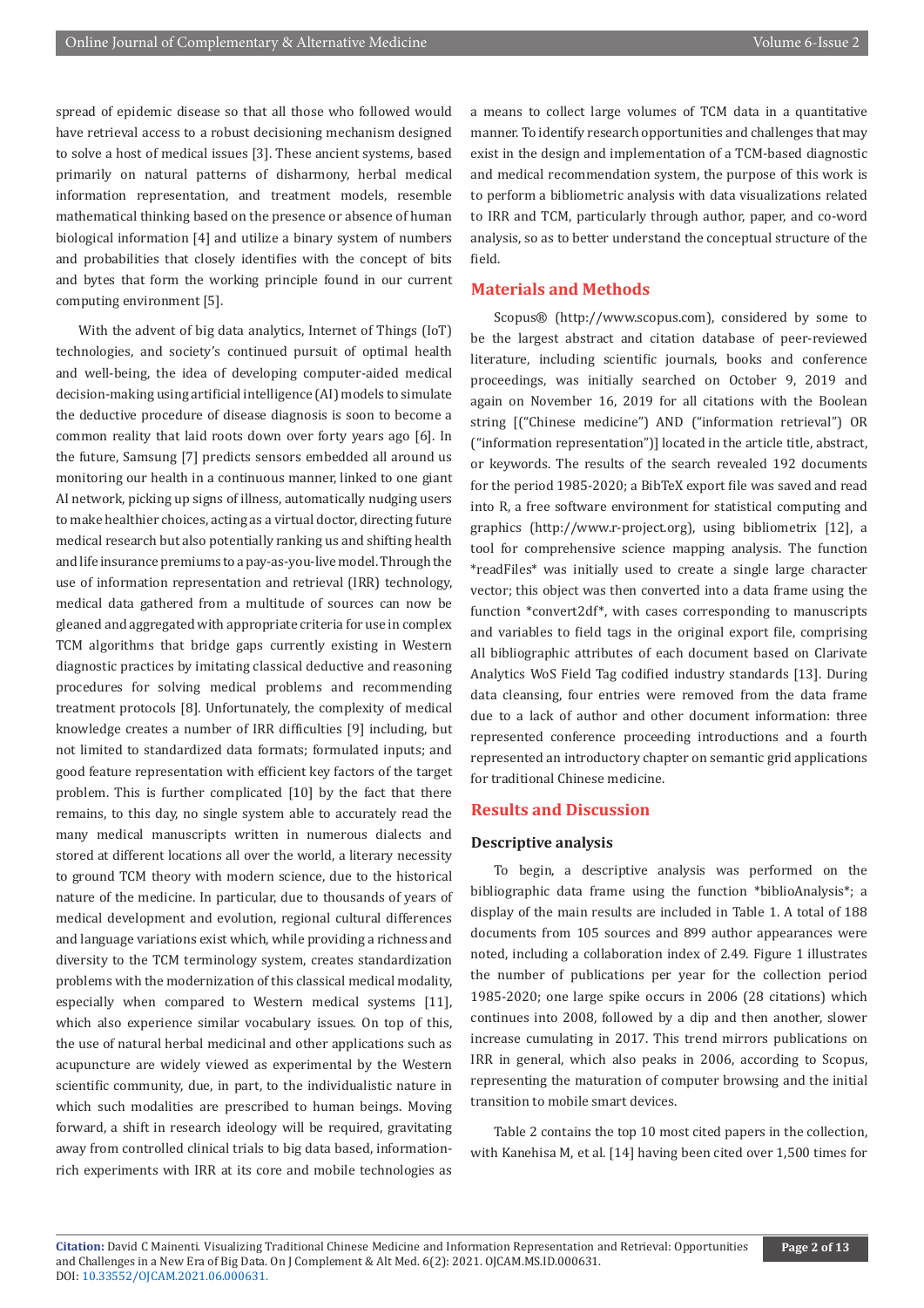spread of epidemic disease so that all those who followed would have retrieval access to a robust decisioning mechanism designed to solve a host of medical issues [3]. These ancient systems, based primarily on natural patterns of disharmony, herbal medical information representation, and treatment models, resemble mathematical thinking based on the presence or absence of human biological information [4] and utilize a binary system of numbers and probabilities that closely identifies with the concept of bits and bytes that form the working principle found in our current computing environment [5].

With the advent of big data analytics, Internet of Things (IoT) technologies, and society's continued pursuit of optimal health and well-being, the idea of developing computer-aided medical decision-making using artificial intelligence (AI) models to simulate the deductive procedure of disease diagnosis is soon to become a common reality that laid roots down over forty years ago [6]. In the future, Samsung [7] predicts sensors embedded all around us monitoring our health in a continuous manner, linked to one giant AI network, picking up signs of illness, automatically nudging users to make healthier choices, acting as a virtual doctor, directing future medical research but also potentially ranking us and shifting health and life insurance premiums to a pay-as-you-live model. Through the use of information representation and retrieval (IRR) technology, medical data gathered from a multitude of sources can now be gleaned and aggregated with appropriate criteria for use in complex TCM algorithms that bridge gaps currently existing in Western diagnostic practices by imitating classical deductive and reasoning procedures for solving medical problems and recommending treatment protocols [8]. Unfortunately, the complexity of medical knowledge creates a number of IRR difficulties [9] including, but not limited to standardized data formats; formulated inputs; and good feature representation with efficient key factors of the target problem. This is further complicated [10] by the fact that there remains, to this day, no single system able to accurately read the many medical manuscripts written in numerous dialects and stored at different locations all over the world, a literary necessity to ground TCM theory with modern science, due to the historical nature of the medicine. In particular, due to thousands of years of medical development and evolution, regional cultural differences and language variations exist which, while providing a richness and diversity to the TCM terminology system, creates standardization problems with the modernization of this classical medical modality, especially when compared to Western medical systems [11], which also experience similar vocabulary issues. On top of this, the use of natural herbal medicinal and other applications such as acupuncture are widely viewed as experimental by the Western scientific community, due, in part, to the individualistic nature in which such modalities are prescribed to human beings. Moving forward, a shift in research ideology will be required, gravitating away from controlled clinical trials to big data based, information-rich experiments with IRR at its core and mobile technologies as a means to collect large volumes of TCM data in a quantitative manner. To identify research opportunities and challenges that may exist in the design and implementation of a TCM-based diagnostic and medical recommendation system, the purpose of this work is to perform a bibliometric analysis with data visualizations related to IRR and TCM, particularly through author, paper, and co-word analysis, so as to better understand the conceptual structure of the field.

## Materials and Methods

Scopus® (http://www.scopus.com), considered by some to be the largest abstract and citation database of peer-reviewed literature, including scientific journals, books and conference proceedings, was initially searched on October 9, 2019 and again on November 16, 2019 for all citations with the Boolean string [("Chinese medicine") AND ("information retrieval") OR ("information representation")] located in the article title, abstract, or keywords. The results of the search revealed 192 documents for the period 1985-2020; a BibTeX export file was saved and read into R, a free software environment for statistical computing and graphics (http://www.r-project.org), using bibliometrix [12], a tool for comprehensive science mapping analysis. The function *readFiles* was initially used to create a single large character vector; this object was then converted into a data frame using the function *convert2df*, with cases corresponding to manuscripts and variables to field tags in the original export file, comprising all bibliographic attributes of each document based on Clarivate Analytics WoS Field Tag codified industry standards [13]. During data cleansing, four entries were removed from the data frame due to a lack of author and other document information: three represented conference proceeding introductions and a fourth represented an introductory chapter on semantic grid applications for traditional Chinese medicine.

## Results and Discussion

### Descriptive analysis

To begin, a descriptive analysis was performed on the bibliographic data frame using the function *biblioAnalysis*; a display of the main results are included in Table 1. A total of 188 documents from 105 sources and 899 author appearances were noted, including a collaboration index of 2.49. Figure 1 illustrates the number of publications per year for the collection period 1985-2020; one large spike occurs in 2006 (28 citations) which continues into 2008, followed by a dip and then another, slower increase cumulating in 2017. This trend mirrors publications on IRR in general, which also peaks in 2006, according to Scopus, representing the maturation of computer browsing and the initial transition to mobile smart devices.

Table 2 contains the top 10 most cited papers in the collection, with Kanehisa M, et al. [14] having been cited over 1,500 times for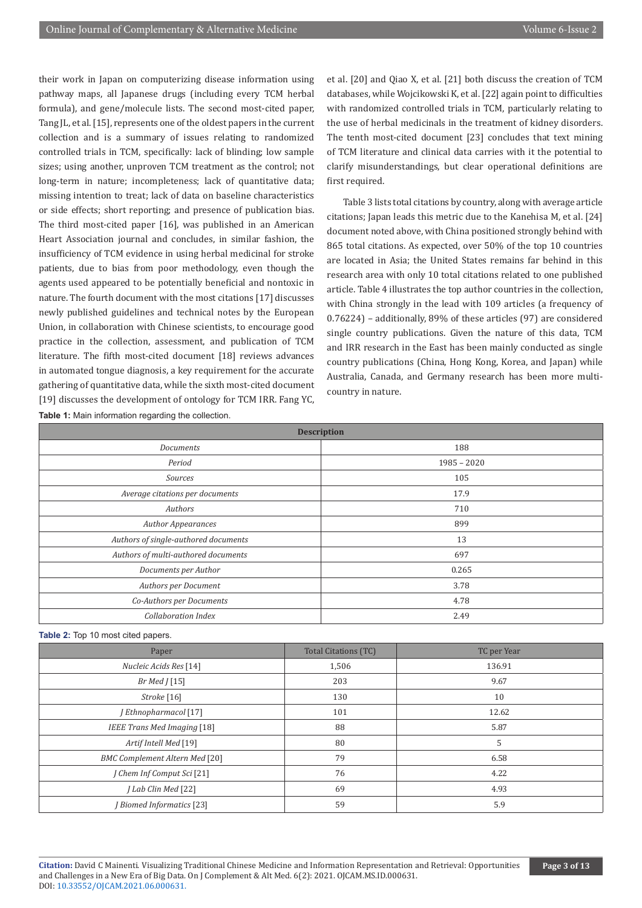their work in Japan on computerizing disease information using pathway maps, all Japanese drugs (including every TCM herbal formula), and gene/molecule lists. The second most-cited paper, Tang JL, et al. [15], represents one of the oldest papers in the current collection and is a summary of issues relating to randomized controlled trials in TCM, specifically: lack of blinding; low sample sizes; using another, unproven TCM treatment as the control; not long-term in nature; incompleteness; lack of quantitative data; missing intention to treat; lack of data on baseline characteristics or side effects; short reporting; and presence of publication bias. The third most-cited paper [16], was published in an American Heart Association journal and concludes, in similar fashion, the insufficiency of TCM evidence in using herbal medicinal for stroke patients, due to bias from poor methodology, even though the agents used appeared to be potentially beneficial and nontoxic in nature. The fourth document with the most citations [17] discusses newly published guidelines and technical notes by the European Union, in collaboration with Chinese scientists, to encourage good practice in the collection, assessment, and publication of TCM literature. The fifth most-cited document [18] reviews advances in automated tongue diagnosis, a key requirement for the accurate gathering of quantitative data, while the sixth most-cited document [19] discusses the development of ontology for TCM IRR. Fang YC, et al. [20] and Qiao X, et al. [21] both discuss the creation of TCM databases, while Wojcikowski K, et al. [22] again point to difficulties with randomized controlled trials in TCM, particularly relating to the use of herbal medicinals in the treatment of kidney disorders. The tenth most-cited document [23] concludes that text mining of TCM literature and clinical data carries with it the potential to clarify misunderstandings, but clear operational definitions are first required.

Table 3 lists total citations by country, along with average article citations; Japan leads this metric due to the Kanehisa M, et al. [24] document noted above, with China positioned strongly behind with 865 total citations. As expected, over 50% of the top 10 countries are located in Asia; the United States remains far behind in this research area with only 10 total citations related to one published article. Table 4 illustrates the top author countries in the collection, with China strongly in the lead with 109 articles (a frequency of 0.76224) – additionally, 89% of these articles (97) are considered single country publications. Given the nature of this data, TCM and IRR research in the East has been mainly conducted as single country publications (China, Hong Kong, Korea, and Japan) while Australia, Canada, and Germany research has been more multi-country in nature.

**Table 1:** Main information regarding the collection.

| Description | |
|---|---|
| *Documents* | 188 |
| *Period* | 1985 – 2020 |
| *Sources* | 105 |
| *Average citations per documents* | 17.9 |
| *Authors* | 710 |
| *Author Appearances* | 899 |
| *Authors of single-authored documents* | 13 |
| *Authors of multi-authored documents* | 697 |
| *Documents per Author* | 0.265 |
| *Authors per Document* | 3.78 |
| *Co-Authors per Documents* | 4.78 |
| *Collaboration Index* | 2.49 |

**Table 2:** Top 10 most cited papers.

| Paper | Total Citations (TC) | TC per Year |
|---|---|---|
| *Nucleic Acids Res* [14] | 1,506 | 136.91 |
| *Br Med J* [15] | 203 | 9.67 |
| *Stroke* [16] | 130 | 10 |
| *J Ethnopharmacol* [17] | 101 | 12.62 |
| *IEEE Trans Med Imaging* [18] | 88 | 5.87 |
| *Artif Intell Med* [19] | 80 | 5 |
| *BMC Complement Altern Med* [20] | 79 | 6.58 |
| *J Chem Inf Comput Sci* [21] | 76 | 4.22 |
| *J Lab Clin Med* [22] | 69 | 4.93 |
| *J Biomed Informatics* [23] | 59 | 5.9 |

**Citation:** David C Mainenti. Visualizing Traditional Chinese Medicine and Information Representation and Retrieval: Opportunities and Challenges in a New Era of Big Data. On J Complement & Alt Med. 6(2): 2021. OJCAM.MS.ID.000631. DOI: 10.33552/OJCAM.2021.06.000631.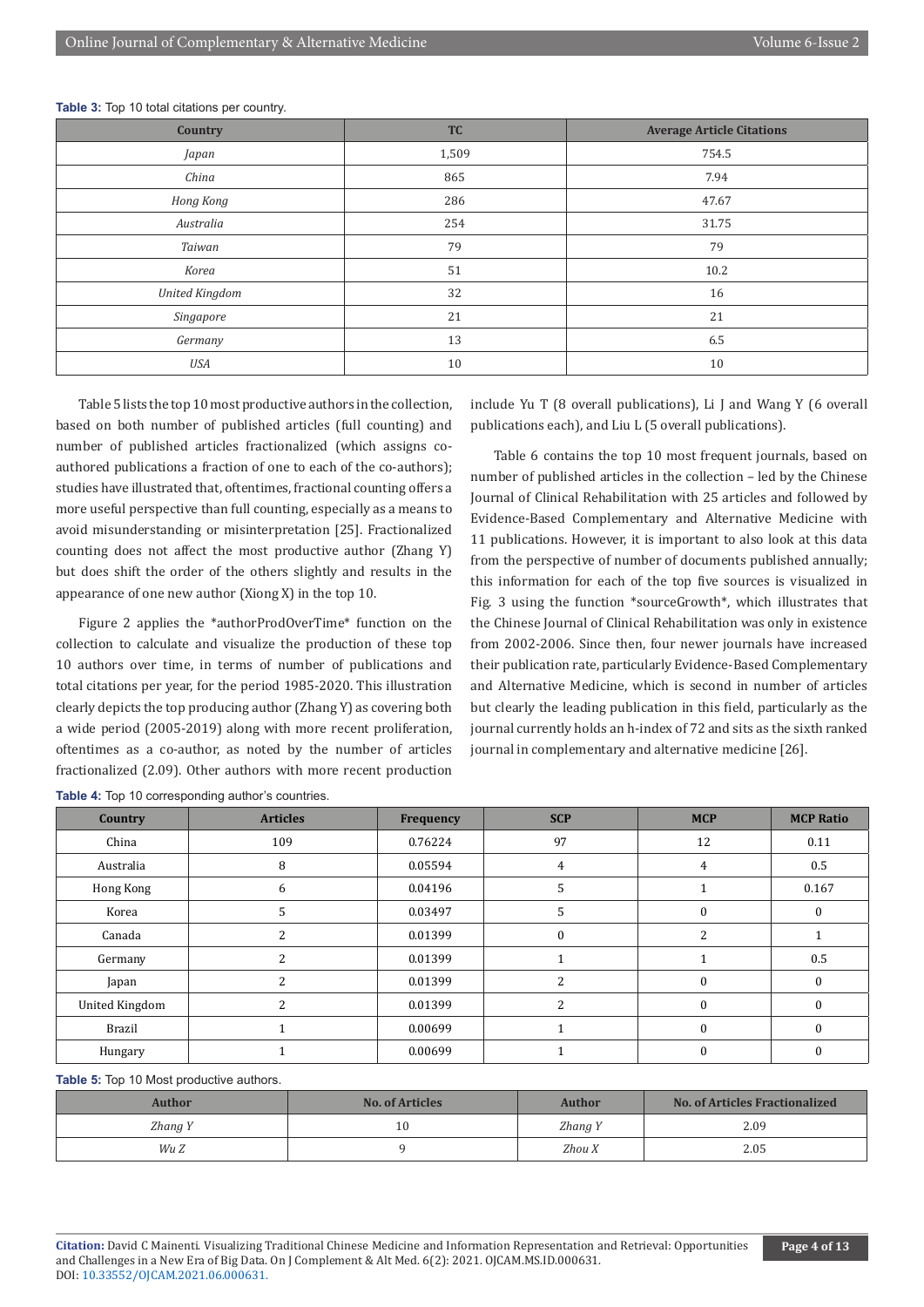**Table 3:** Top 10 total citations per country.

| Country | TC | Average Article Citations |
|---|---|---|
| *Japan* | 1,509 | 754.5 |
| *China* | 865 | 7.94 |
| *Hong Kong* | 286 | 47.67 |
| *Australia* | 254 | 31.75 |
| *Taiwan* | 79 | 79 |
| *Korea* | 51 | 10.2 |
| *United Kingdom* | 32 | 16 |
| *Singapore* | 21 | 21 |
| *Germany* | 13 | 6.5 |
| *USA* | 10 | 10 |

Table 5 lists the top 10 most productive authors in the collection, based on both number of published articles (full counting) and number of published articles fractionalized (which assigns co-authored publications a fraction of one to each of the co-authors); studies have illustrated that, oftentimes, fractional counting offers a more useful perspective than full counting, especially as a means to avoid misunderstanding or misinterpretation [25]. Fractionalized counting does not affect the most productive author (Zhang Y) but does shift the order of the others slightly and results in the appearance of one new author (Xiong X) in the top 10.

Figure 2 applies the *authorProdOverTime* function on the collection to calculate and visualize the production of these top 10 authors over time, in terms of number of publications and total citations per year, for the period 1985-2020. This illustration clearly depicts the top producing author (Zhang Y) as covering both a wide period (2005-2019) along with more recent proliferation, oftentimes as a co-author, as noted by the number of articles fractionalized (2.09). Other authors with more recent production include Yu T (8 overall publications), Li J and Wang Y (6 overall publications each), and Liu L (5 overall publications).

Table 6 contains the top 10 most frequent journals, based on number of published articles in the collection – led by the Chinese Journal of Clinical Rehabilitation with 25 articles and followed by Evidence-Based Complementary and Alternative Medicine with 11 publications. However, it is important to also look at this data from the perspective of number of documents published annually; this information for each of the top five sources is visualized in Fig. 3 using the function *sourceGrowth*, which illustrates that the Chinese Journal of Clinical Rehabilitation was only in existence from 2002-2006. Since then, four newer journals have increased their publication rate, particularly Evidence-Based Complementary and Alternative Medicine, which is second in number of articles but clearly the leading publication in this field, particularly as the journal currently holds an h-index of 72 and sits as the sixth ranked journal in complementary and alternative medicine [26].

**Table 4:** Top 10 corresponding author's countries.

| Country | Articles | Frequency | SCP | MCP | MCP Ratio |
|---|---|---|---|---|---|
| China | 109 | 0.76224 | 97 | 12 | 0.11 |
| Australia | 8 | 0.05594 | 4 | 4 | 0.5 |
| Hong Kong | 6 | 0.04196 | 5 | 1 | 0.167 |
| Korea | 5 | 0.03497 | 5 | 0 | 0 |
| Canada | 2 | 0.01399 | 0 | 2 | 1 |
| Germany | 2 | 0.01399 | 1 | 1 | 0.5 |
| Japan | 2 | 0.01399 | 2 | 0 | 0 |
| United Kingdom | 2 | 0.01399 | 2 | 0 | 0 |
| Brazil | 1 | 0.00699 | 1 | 0 | 0 |
| Hungary | 1 | 0.00699 | 1 | 0 | 0 |

**Table 5:** Top 10 Most productive authors.

| Author | No. of Articles | Author | No. of Articles Fractionalized |
|---|---|---|---|
| *Zhang Y* | 10 | *Zhang Y* | 2.09 |
| *Wu Z* | 9 | *Zhou X* | 2.05 |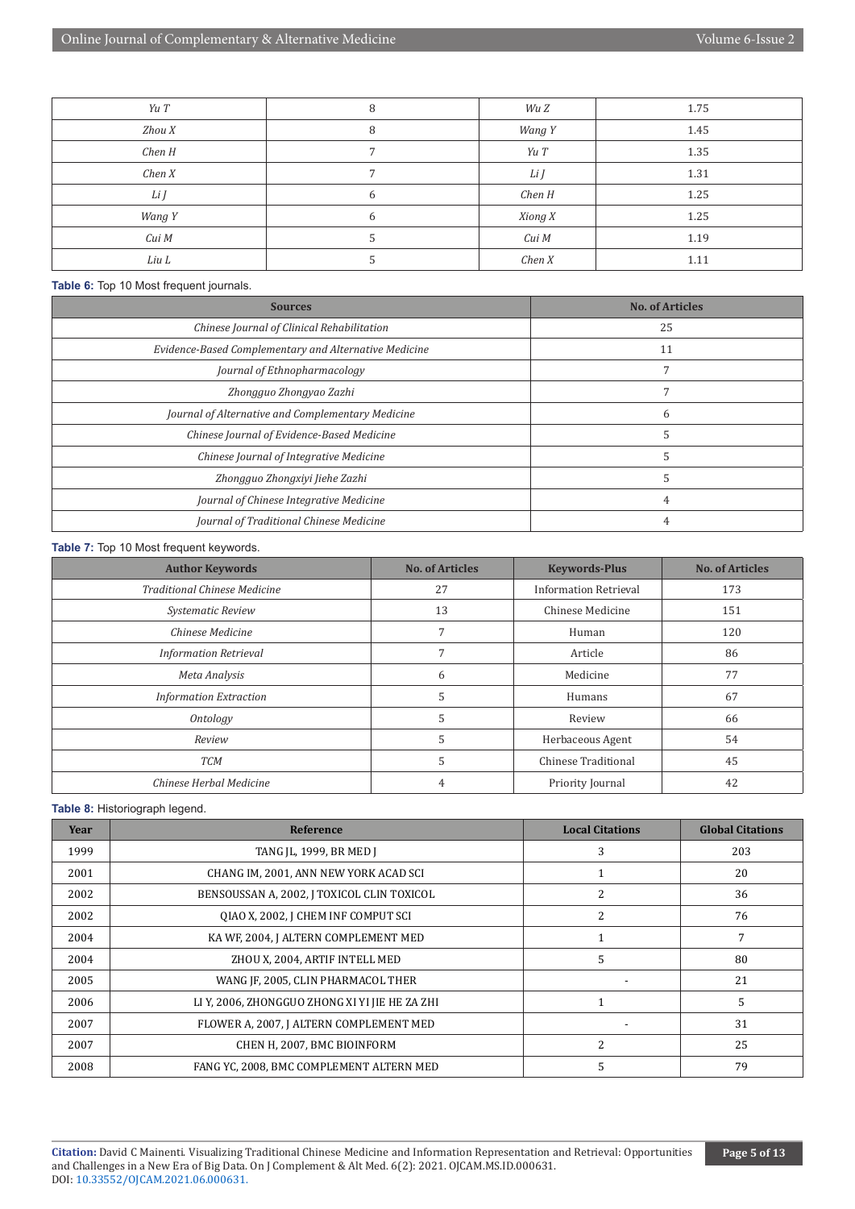| | | | |
|---|---|---|---|
| *Yu T* | 8 | *Wu Z* | 1.75 |
| *Zhou X* | 8 | *Wang Y* | 1.45 |
| *Chen H* | 7 | *Yu T* | 1.35 |
| *Chen X* | 7 | *Li J* | 1.31 |
| *Li J* | 6 | *Chen H* | 1.25 |
| *Wang Y* | 6 | *Xiong X* | 1.25 |
| *Cui M* | 5 | *Cui M* | 1.19 |
| *Liu L* | 5 | *Chen X* | 1.11 |

**Table 6:** Top 10 Most frequent journals.

| Sources | No. of Articles |
|---|---|
| *Chinese Journal of Clinical Rehabilitation* | 25 |
| *Evidence-Based Complementary and Alternative Medicine* | 11 |
| *Journal of Ethnopharmacology* | 7 |
| *Zhongguo Zhongyao Zazhi* | 7 |
| *Journal of Alternative and Complementary Medicine* | 6 |
| *Chinese Journal of Evidence-Based Medicine* | 5 |
| *Chinese Journal of Integrative Medicine* | 5 |
| *Zhongguo Zhongxiyi Jiehe Zazhi* | 5 |
| *Journal of Chinese Integrative Medicine* | 4 |
| *Journal of Traditional Chinese Medicine* | 4 |

**Table 7:** Top 10 Most frequent keywords.

| Author Keywords | No. of Articles | Keywords-Plus | No. of Articles |
|---|---|---|---|
| *Traditional Chinese Medicine* | 27 | Information Retrieval | 173 |
| *Systematic Review* | 13 | Chinese Medicine | 151 |
| *Chinese Medicine* | 7 | Human | 120 |
| *Information Retrieval* | 7 | Article | 86 |
| *Meta Analysis* | 6 | Medicine | 77 |
| *Information Extraction* | 5 | Humans | 67 |
| *Ontology* | 5 | Review | 66 |
| *Review* | 5 | Herbaceous Agent | 54 |
| *TCM* | 5 | Chinese Traditional | 45 |
| *Chinese Herbal Medicine* | 4 | Priority Journal | 42 |

**Table 8:** Historiograph legend.

| Year | Reference | Local Citations | Global Citations |
|---|---|---|---|
| 1999 | TANG JL, 1999, BR MED J | 3 | 203 |
| 2001 | CHANG IM, 2001, ANN NEW YORK ACAD SCI | 1 | 20 |
| 2002 | BENSOUSSAN A, 2002, J TOXICOL CLIN TOXICOL | 2 | 36 |
| 2002 | QIAO X, 2002, J CHEM INF COMPUT SCI | 2 | 76 |
| 2004 | KA WF, 2004, J ALTERN COMPLEMENT MED | 1 | 7 |
| 2004 | ZHOU X, 2004, ARTIF INTELL MED | 5 | 80 |
| 2005 | WANG JF, 2005, CLIN PHARMACOL THER | - | 21 |
| 2006 | LI Y, 2006, ZHONGGUO ZHONG XI YI JIE HE ZA ZHI | 1 | 5 |
| 2007 | FLOWER A, 2007, J ALTERN COMPLEMENT MED | - | 31 |
| 2007 | CHEN H, 2007, BMC BIOINFORM | 2 | 25 |
| 2008 | FANG YC, 2008, BMC COMPLEMENT ALTERN MED | 5 | 79 |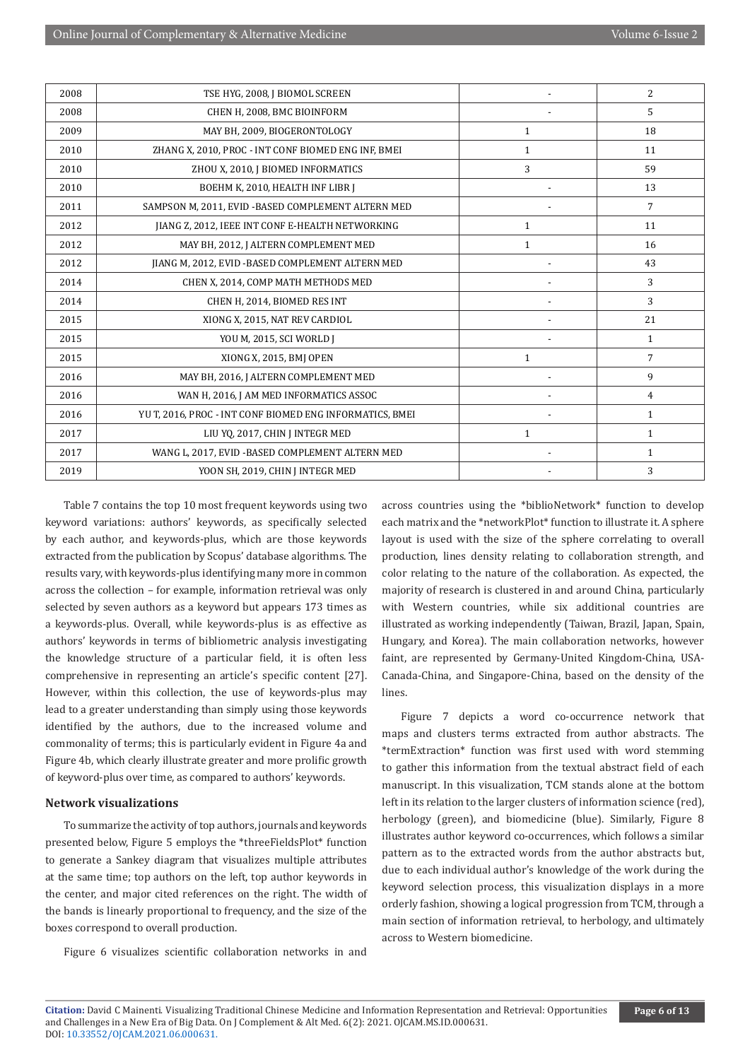| | | | |
|---|---|---|---|
| 2008 | TSE HYG, 2008, J BIOMOL SCREEN | - | 2 |
| 2008 | CHEN H, 2008, BMC BIOINFORM | - | 5 |
| 2009 | MAY BH, 2009, BIOGERONTOLOGY | 1 | 18 |
| 2010 | ZHANG X, 2010, PROC - INT CONF BIOMED ENG INF, BMEI | 1 | 11 |
| 2010 | ZHOU X, 2010, J BIOMED INFORMATICS | 3 | 59 |
| 2010 | BOEHM K, 2010, HEALTH INF LIBR J | - | 13 |
| 2011 | SAMPSON M, 2011, EVID -BASED COMPLEMENT ALTERN MED | - | 7 |
| 2012 | JIANG Z, 2012, IEEE INT CONF E-HEALTH NETWORKING | 1 | 11 |
| 2012 | MAY BH, 2012, J ALTERN COMPLEMENT MED | 1 | 16 |
| 2012 | JIANG M, 2012, EVID -BASED COMPLEMENT ALTERN MED | - | 43 |
| 2014 | CHEN X, 2014, COMP MATH METHODS MED | - | 3 |
| 2014 | CHEN H, 2014, BIOMED RES INT | - | 3 |
| 2015 | XIONG X, 2015, NAT REV CARDIOL | - | 21 |
| 2015 | YOU M, 2015, SCI WORLD J | - | 1 |
| 2015 | XIONG X, 2015, BMJ OPEN | 1 | 7 |
| 2016 | MAY BH, 2016, J ALTERN COMPLEMENT MED | - | 9 |
| 2016 | WAN H, 2016, J AM MED INFORMATICS ASSOC | - | 4 |
| 2016 | YU T, 2016, PROC - INT CONF BIOMED ENG INFORMATICS, BMEI | - | 1 |
| 2017 | LIU YQ, 2017, CHIN J INTEGR MED | 1 | 1 |
| 2017 | WANG L, 2017, EVID -BASED COMPLEMENT ALTERN MED | - | 1 |
| 2019 | YOON SH, 2019, CHIN J INTEGR MED | - | 3 |

Table 7 contains the top 10 most frequent keywords using two keyword variations: authors' keywords, as specifically selected by each author, and keywords-plus, which are those keywords extracted from the publication by Scopus' database algorithms. The results vary, with keywords-plus identifying many more in common across the collection – for example, information retrieval was only selected by seven authors as a keyword but appears 173 times as a keywords-plus. Overall, while keywords-plus is as effective as authors' keywords in terms of bibliometric analysis investigating the knowledge structure of a particular field, it is often less comprehensive in representing an article's specific content [27]. However, within this collection, the use of keywords-plus may lead to a greater understanding than simply using those keywords identified by the authors, due to the increased volume and commonality of terms; this is particularly evident in Figure 4a and Figure 4b, which clearly illustrate greater and more prolific growth of keyword-plus over time, as compared to authors' keywords.

## Network visualizations

To summarize the activity of top authors, journals and keywords presented below, Figure 5 employs the *threeFieldsPlot* function to generate a Sankey diagram that visualizes multiple attributes at the same time; top authors on the left, top author keywords in the center, and major cited references on the right. The width of the bands is linearly proportional to frequency, and the size of the boxes correspond to overall production.

Figure 6 visualizes scientific collaboration networks in and across countries using the *biblioNetwork* function to develop each matrix and the *networkPlot* function to illustrate it. A sphere layout is used with the size of the sphere correlating to overall production, lines density relating to collaboration strength, and color relating to the nature of the collaboration. As expected, the majority of research is clustered in and around China, particularly with Western countries, while six additional countries are illustrated as working independently (Taiwan, Brazil, Japan, Spain, Hungary, and Korea). The main collaboration networks, however faint, are represented by Germany-United Kingdom-China, USA-Canada-China, and Singapore-China, based on the density of the lines.

Figure 7 depicts a word co-occurrence network that maps and clusters terms extracted from author abstracts. The *termExtraction* function was first used with word stemming to gather this information from the textual abstract field of each manuscript. In this visualization, TCM stands alone at the bottom left in its relation to the larger clusters of information science (red), herbology (green), and biomedicine (blue). Similarly, Figure 8 illustrates author keyword co-occurrences, which follows a similar pattern as to the extracted words from the author abstracts but, due to each individual author's knowledge of the work during the keyword selection process, this visualization displays in a more orderly fashion, showing a logical progression from TCM, through a main section of information retrieval, to herbology, and ultimately across to Western biomedicine.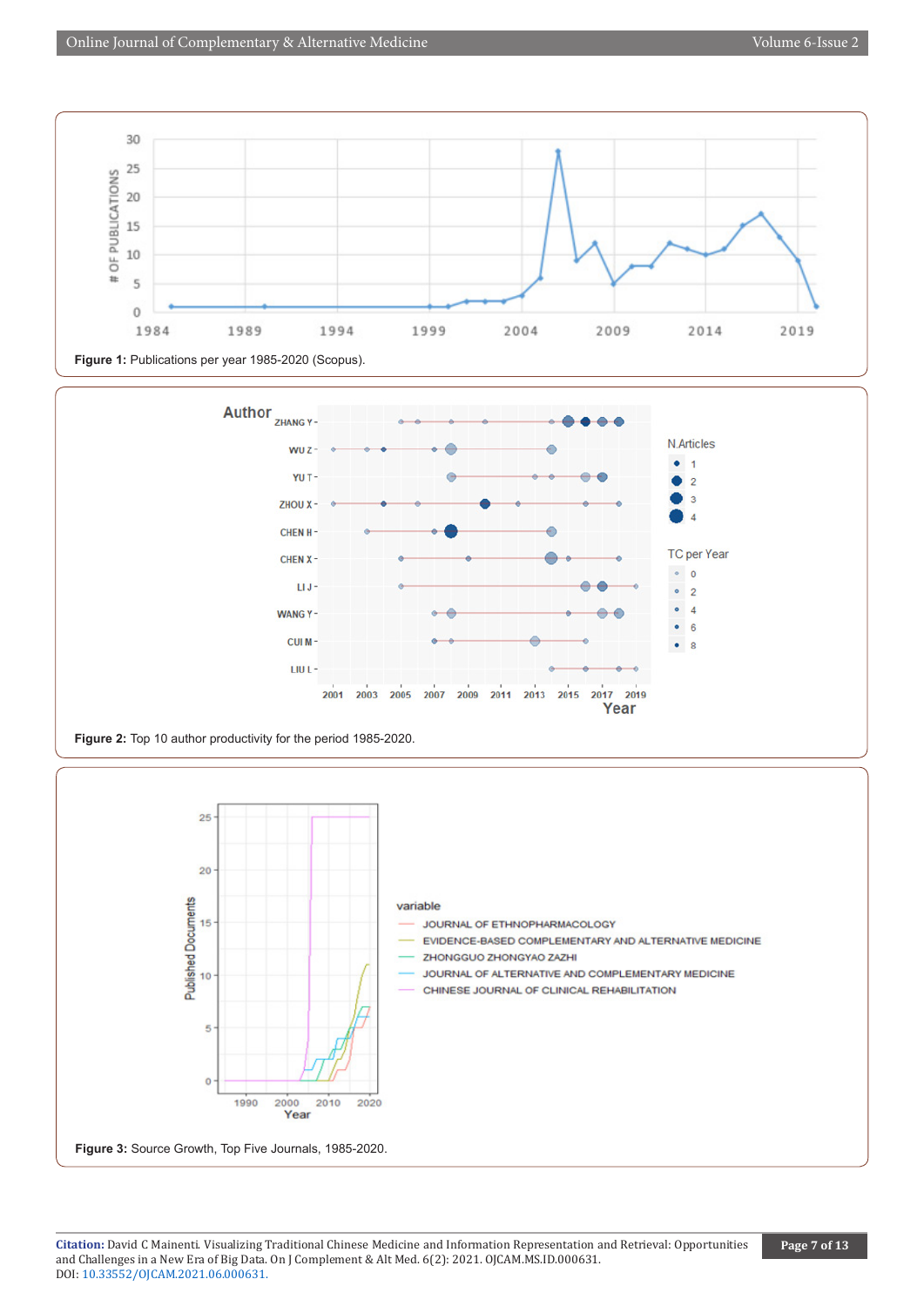**Figure 1:** Publications per year 1985-2020 (Scopus).

**Figure 2:** Top 10 author productivity for the period 1985-2020.

**Figure 3:** Source Growth, Top Five Journals, 1985-2020.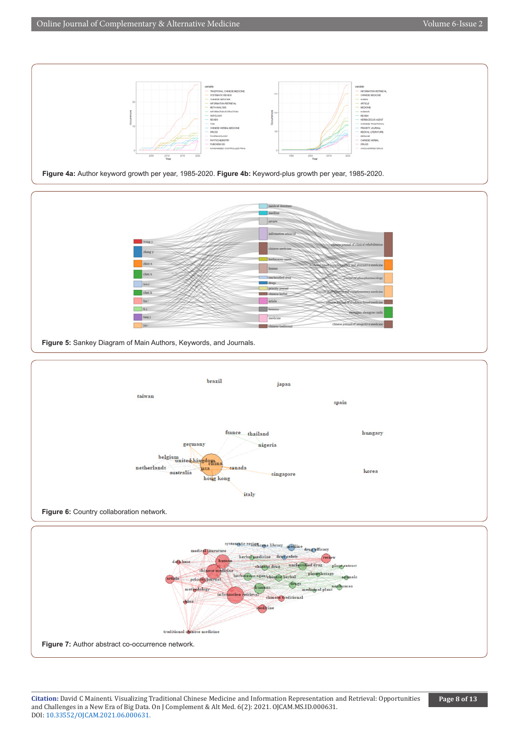**Figure 4a:** Author keyword growth per year, 1985-2020. **Figure 4b:** Keyword-plus growth per year, 1985-2020.

**Figure 5:** Sankey Diagram of Main Authors, Keywords, and Journals.

**Figure 6:** Country collaboration network.

**Figure 7:** Author abstract co-occurrence network.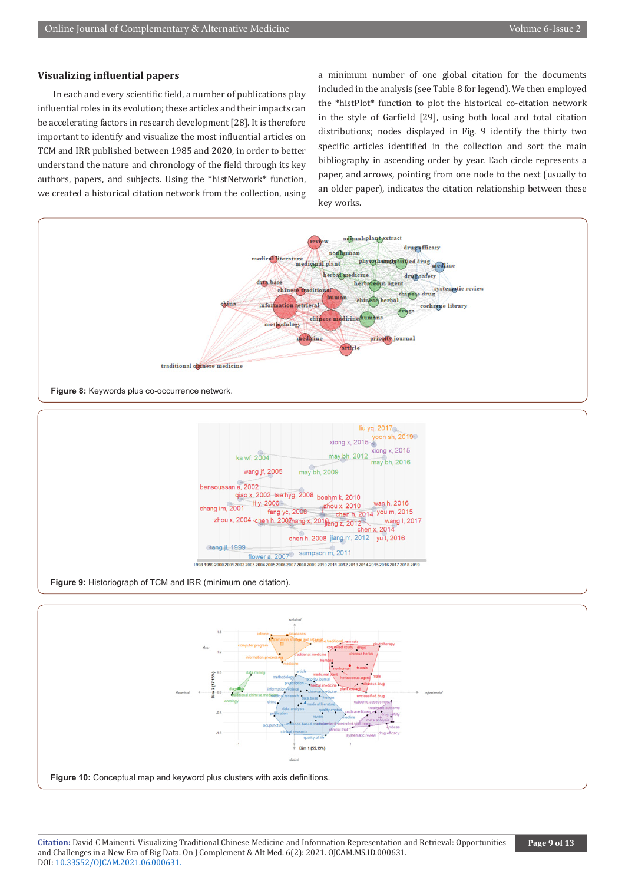### Visualizing influential papers

In each and every scientific field, a number of publications play influential roles in its evolution; these articles and their impacts can be accelerating factors in research development [28]. It is therefore important to identify and visualize the most influential articles on TCM and IRR published between 1985 and 2020, in order to better understand the nature and chronology of the field through its key authors, papers, and subjects. Using the *histNetwork* function, we created a historical citation network from the collection, using a minimum number of one global citation for the documents included in the analysis (see Table 8 for legend). We then employed the *histPlot* function to plot the historical co-citation network in the style of Garfield [29], using both local and total citation distributions; nodes displayed in Fig. 9 identify the thirty two specific articles identified in the collection and sort the main bibliography in ascending order by year. Each circle represents a paper, and arrows, pointing from one node to the next (usually to an older paper), indicates the citation relationship between these key works.

**Figure 8:** Keywords plus co-occurrence network.

**Figure 9:** Historiograph of TCM and IRR (minimum one citation).

**Figure 10:** Conceptual map and keyword plus clusters with axis definitions.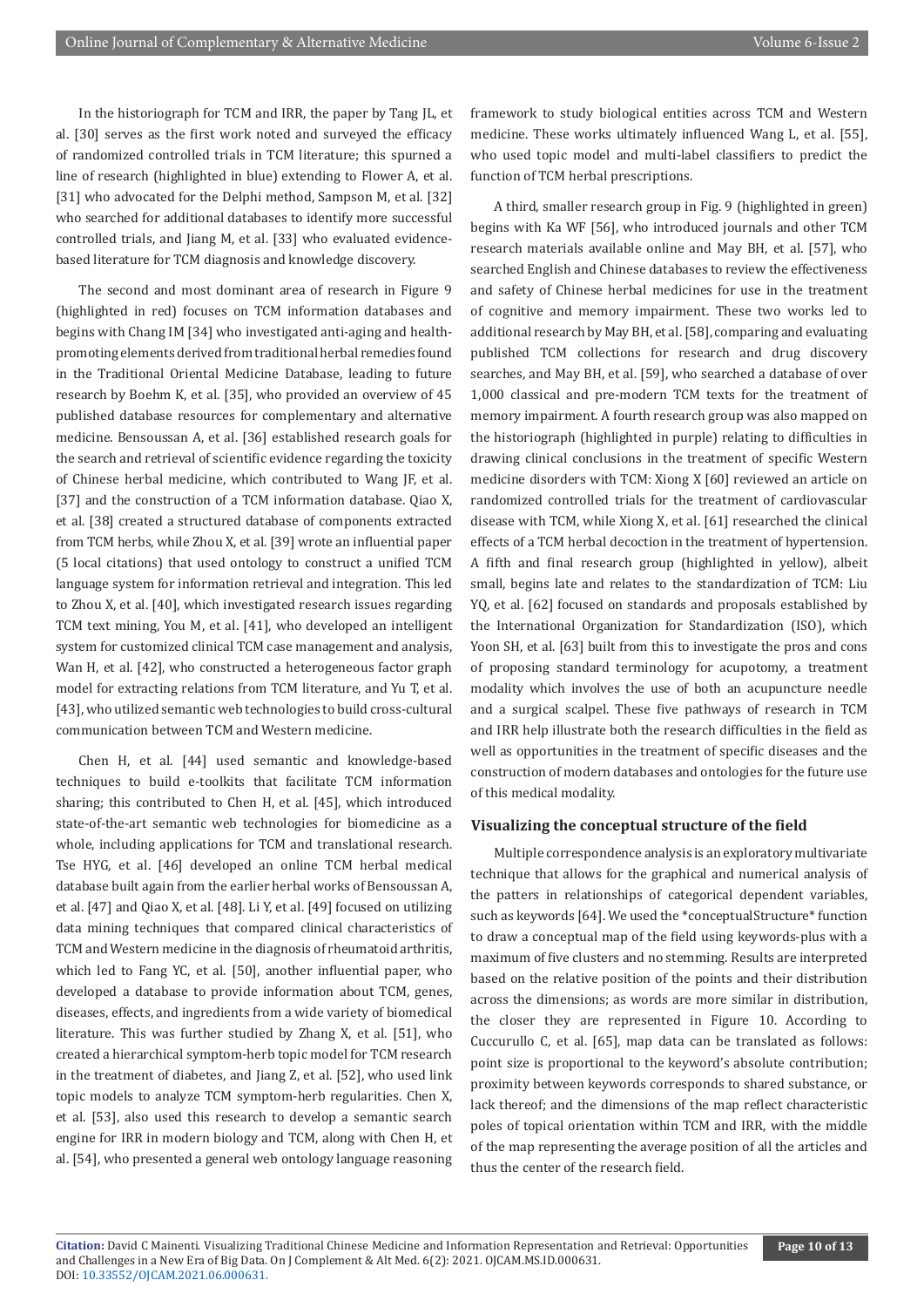In the historiograph for TCM and IRR, the paper by Tang JL, et al. [30] serves as the first work noted and surveyed the efficacy of randomized controlled trials in TCM literature; this spurned a line of research (highlighted in blue) extending to Flower A, et al. [31] who advocated for the Delphi method, Sampson M, et al. [32] who searched for additional databases to identify more successful controlled trials, and Jiang M, et al. [33] who evaluated evidence-based literature for TCM diagnosis and knowledge discovery.

The second and most dominant area of research in Figure 9 (highlighted in red) focuses on TCM information databases and begins with Chang IM [34] who investigated anti-aging and health-promoting elements derived from traditional herbal remedies found in the Traditional Oriental Medicine Database, leading to future research by Boehm K, et al. [35], who provided an overview of 45 published database resources for complementary and alternative medicine. Bensoussan A, et al. [36] established research goals for the search and retrieval of scientific evidence regarding the toxicity of Chinese herbal medicine, which contributed to Wang JF, et al. [37] and the construction of a TCM information database. Qiao X, et al. [38] created a structured database of components extracted from TCM herbs, while Zhou X, et al. [39] wrote an influential paper (5 local citations) that used ontology to construct a unified TCM language system for information retrieval and integration. This led to Zhou X, et al. [40], which investigated research issues regarding TCM text mining, You M, et al. [41], who developed an intelligent system for customized clinical TCM case management and analysis, Wan H, et al. [42], who constructed a heterogeneous factor graph model for extracting relations from TCM literature, and Yu T, et al. [43], who utilized semantic web technologies to build cross-cultural communication between TCM and Western medicine.

Chen H, et al. [44] used semantic and knowledge-based techniques to build e-toolkits that facilitate TCM information sharing; this contributed to Chen H, et al. [45], which introduced state-of-the-art semantic web technologies for biomedicine as a whole, including applications for TCM and translational research. Tse HYG, et al. [46] developed an online TCM herbal medical database built again from the earlier herbal works of Bensoussan A, et al. [47] and Qiao X, et al. [48]. Li Y, et al. [49] focused on utilizing data mining techniques that compared clinical characteristics of TCM and Western medicine in the diagnosis of rheumatoid arthritis, which led to Fang YC, et al. [50], another influential paper, who developed a database to provide information about TCM, genes, diseases, effects, and ingredients from a wide variety of biomedical literature. This was further studied by Zhang X, et al. [51], who created a hierarchical symptom-herb topic model for TCM research in the treatment of diabetes, and Jiang Z, et al. [52], who used link topic models to analyze TCM symptom-herb regularities. Chen X, et al. [53], also used this research to develop a semantic search engine for IRR in modern biology and TCM, along with Chen H, et al. [54], who presented a general web ontology language reasoning framework to study biological entities across TCM and Western medicine. These works ultimately influenced Wang L, et al. [55], who used topic model and multi-label classifiers to predict the function of TCM herbal prescriptions.

A third, smaller research group in Fig. 9 (highlighted in green) begins with Ka WF [56], who introduced journals and other TCM research materials available online and May BH, et al. [57], who searched English and Chinese databases to review the effectiveness and safety of Chinese herbal medicines for use in the treatment of cognitive and memory impairment. These two works led to additional research by May BH, et al. [58], comparing and evaluating published TCM collections for research and drug discovery searches, and May BH, et al. [59], who searched a database of over 1,000 classical and pre-modern TCM texts for the treatment of memory impairment. A fourth research group was also mapped on the historiograph (highlighted in purple) relating to difficulties in drawing clinical conclusions in the treatment of specific Western medicine disorders with TCM: Xiong X [60] reviewed an article on randomized controlled trials for the treatment of cardiovascular disease with TCM, while Xiong X, et al. [61] researched the clinical effects of a TCM herbal decoction in the treatment of hypertension. A fifth and final research group (highlighted in yellow), albeit small, begins late and relates to the standardization of TCM: Liu YQ, et al. [62] focused on standards and proposals established by the International Organization for Standardization (ISO), which Yoon SH, et al. [63] built from this to investigate the pros and cons of proposing standard terminology for acupotomy, a treatment modality which involves the use of both an acupuncture needle and a surgical scalpel. These five pathways of research in TCM and IRR help illustrate both the research difficulties in the field as well as opportunities in the treatment of specific diseases and the construction of modern databases and ontologies for the future use of this medical modality.

### Visualizing the conceptual structure of the field

Multiple correspondence analysis is an exploratory multivariate technique that allows for the graphical and numerical analysis of the patters in relationships of categorical dependent variables, such as keywords [64]. We used the *conceptualStructure* function to draw a conceptual map of the field using keywords-plus with a maximum of five clusters and no stemming. Results are interpreted based on the relative position of the points and their distribution across the dimensions; as words are more similar in distribution, the closer they are represented in Figure 10. According to Cuccurullo C, et al. [65], map data can be translated as follows: point size is proportional to the keyword's absolute contribution; proximity between keywords corresponds to shared substance, or lack thereof; and the dimensions of the map reflect characteristic poles of topical orientation within TCM and IRR, with the middle of the map representing the average position of all the articles and thus the center of the research field.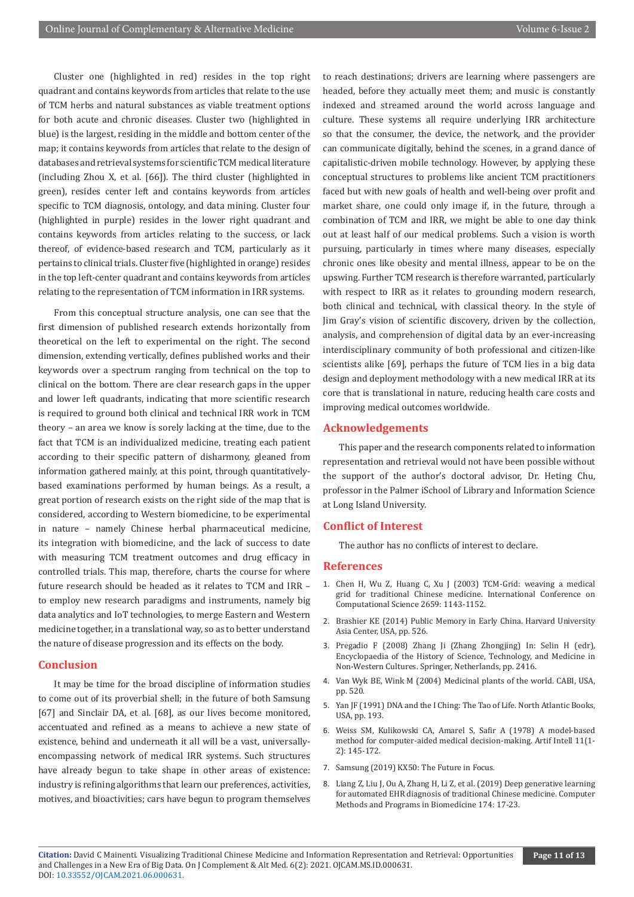Cluster one (highlighted in red) resides in the top right quadrant and contains keywords from articles that relate to the use of TCM herbs and natural substances as viable treatment options for both acute and chronic diseases. Cluster two (highlighted in blue) is the largest, residing in the middle and bottom center of the map; it contains keywords from articles that relate to the design of databases and retrieval systems for scientific TCM medical literature (including Zhou X, et al. [66]). The third cluster (highlighted in green), resides center left and contains keywords from articles specific to TCM diagnosis, ontology, and data mining. Cluster four (highlighted in purple) resides in the lower right quadrant and contains keywords from articles relating to the success, or lack thereof, of evidence-based research and TCM, particularly as it pertains to clinical trials. Cluster five (highlighted in orange) resides in the top left-center quadrant and contains keywords from articles relating to the representation of TCM information in IRR systems.

From this conceptual structure analysis, one can see that the first dimension of published research extends horizontally from theoretical on the left to experimental on the right. The second dimension, extending vertically, defines published works and their keywords over a spectrum ranging from technical on the top to clinical on the bottom. There are clear research gaps in the upper and lower left quadrants, indicating that more scientific research is required to ground both clinical and technical IRR work in TCM theory – an area we know is sorely lacking at the time, due to the fact that TCM is an individualized medicine, treating each patient according to their specific pattern of disharmony, gleaned from information gathered mainly, at this point, through quantitatively-based examinations performed by human beings. As a result, a great portion of research exists on the right side of the map that is considered, according to Western biomedicine, to be experimental in nature – namely Chinese herbal pharmaceutical medicine, its integration with biomedicine, and the lack of success to date with measuring TCM treatment outcomes and drug efficacy in controlled trials. This map, therefore, charts the course for where future research should be headed as it relates to TCM and IRR – to employ new research paradigms and instruments, namely big data analytics and IoT technologies, to merge Eastern and Western medicine together, in a translational way, so as to better understand the nature of disease progression and its effects on the body.

## Conclusion

It may be time for the broad discipline of information studies to come out of its proverbial shell; in the future of both Samsung [67] and Sinclair DA, et al. [68], as our lives become monitored, accentuated and refined as a means to achieve a new state of existence, behind and underneath it all will be a vast, universally-encompassing network of medical IRR systems. Such structures have already begun to take shape in other areas of existence: industry is refining algorithms that learn our preferences, activities, motives, and bioactivities; cars have begun to program themselves to reach destinations; drivers are learning where passengers are headed, before they actually meet them; and music is constantly indexed and streamed around the world across language and culture. These systems all require underlying IRR architecture so that the consumer, the device, the network, and the provider can communicate digitally, behind the scenes, in a grand dance of capitalistic-driven mobile technology. However, by applying these conceptual structures to problems like ancient TCM practitioners faced but with new goals of health and well-being over profit and market share, one could only image if, in the future, through a combination of TCM and IRR, we might be able to one day think out at least half of our medical problems. Such a vision is worth pursuing, particularly in times where many diseases, especially chronic ones like obesity and mental illness, appear to be on the upswing. Further TCM research is therefore warranted, particularly with respect to IRR as it relates to grounding modern research, both clinical and technical, with classical theory. In the style of Jim Gray's vision of scientific discovery, driven by the collection, analysis, and comprehension of digital data by an ever-increasing interdisciplinary community of both professional and citizen-like scientists alike [69], perhaps the future of TCM lies in a big data design and deployment methodology with a new medical IRR at its core that is translational in nature, reducing health care costs and improving medical outcomes worldwide.

## Acknowledgements

This paper and the research components related to information representation and retrieval would not have been possible without the support of the author's doctoral advisor, Dr. Heting Chu, professor in the Palmer iSchool of Library and Information Science at Long Island University.

## Conflict of Interest

The author has no conflicts of interest to declare.

## References

1. Chen H, Wu Z, Huang C, Xu J (2003) TCM-Grid: weaving a medical grid for traditional Chinese medicine. International Conference on Computational Science 2659: 1143-1152.
2. Brashier KE (2014) Public Memory in Early China. Harvard University Asia Center, USA, pp. 526.
3. Pregadio F (2008) Zhang Ji (Zhang Zhongjing) In: Selin H (edr), Encyclopaedia of the History of Science, Technology, and Medicine in Non-Western Cultures. Springer, Netherlands, pp. 2416.
4. Van Wyk BE, Wink M (2004) Medicinal plants of the world. CABI, USA, pp. 520.
5. Yan JF (1991) DNA and the I Ching: The Tao of Life. North Atlantic Books, USA, pp. 193.
6. Weiss SM, Kulikowski CA, Amarel S, Safir A (1978) A model-based method for computer-aided medical decision-making. Artif Intell 11(1-2): 145-172.
7. Samsung (2019) KX50: The Future in Focus.
8. Liang Z, Liu J, Ou A, Zhang H, Li Z, et al. (2019) Deep generative learning for automated EHR diagnosis of traditional Chinese medicine. Computer Methods and Programs in Biomedicine 174: 17-23.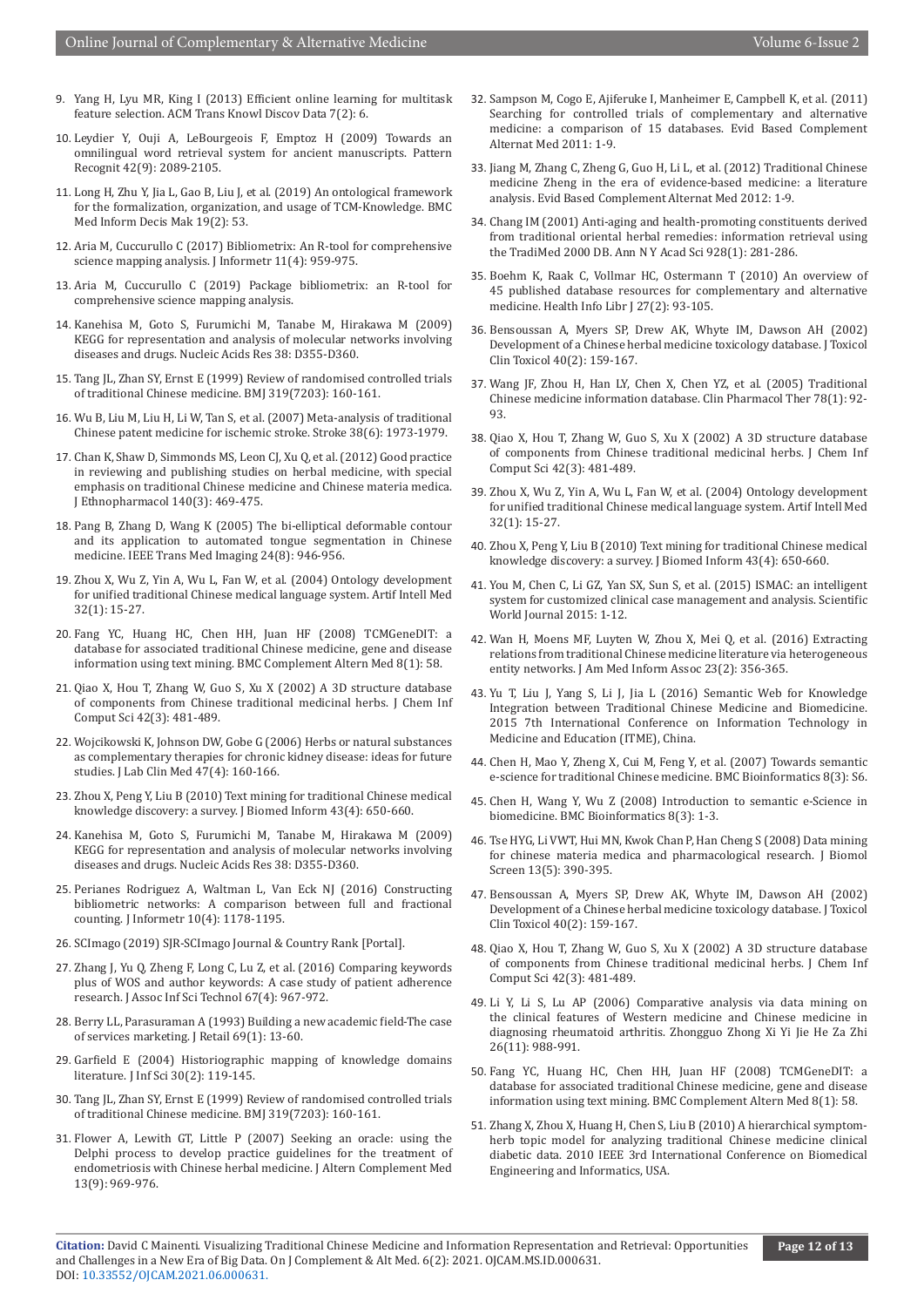9. Yang H, Lyu MR, King I (2013) Efficient online learning for multitask feature selection. ACM Trans Knowl Discov Data 7(2): 6.
10. Leydier Y, Ouji A, LeBourgeois F, Emptoz H (2009) Towards an omnilingual word retrieval system for ancient manuscripts. Pattern Recognit 42(9): 2089-2105.
11. Long H, Zhu Y, Jia L, Gao B, Liu J, et al. (2019) An ontological framework for the formalization, organization, and usage of TCM-Knowledge. BMC Med Inform Decis Mak 19(2): 53.
12. Aria M, Cuccurullo C (2017) Bibliometrix: An R-tool for comprehensive science mapping analysis. J Informetr 11(4): 959-975.
13. Aria M, Cuccurullo C (2019) Package bibliometrix: an R-tool for comprehensive science mapping analysis.
14. Kanehisa M, Goto S, Furumichi M, Tanabe M, Hirakawa M (2009) KEGG for representation and analysis of molecular networks involving diseases and drugs. Nucleic Acids Res 38: D355-D360.
15. Tang JL, Zhan SY, Ernst E (1999) Review of randomised controlled trials of traditional Chinese medicine. BMJ 319(7203): 160-161.
16. Wu B, Liu M, Liu H, Li W, Tan S, et al. (2007) Meta-analysis of traditional Chinese patent medicine for ischemic stroke. Stroke 38(6): 1973-1979.
17. Chan K, Shaw D, Simmonds MS, Leon CJ, Xu Q, et al. (2012) Good practice in reviewing and publishing studies on herbal medicine, with special emphasis on traditional Chinese medicine and Chinese materia medica. J Ethnopharmacol 140(3): 469-475.
18. Pang B, Zhang D, Wang K (2005) The bi-elliptical deformable contour and its application to automated tongue segmentation in Chinese medicine. IEEE Trans Med Imaging 24(8): 946-956.
19. Zhou X, Wu Z, Yin A, Wu L, Fan W, et al. (2004) Ontology development for unified traditional Chinese medical language system. Artif Intell Med 32(1): 15-27.
20. Fang YC, Huang HC, Chen HH, Juan HF (2008) TCMGeneDIT: a database for associated traditional Chinese medicine, gene and disease information using text mining. BMC Complement Altern Med 8(1): 58.
21. Qiao X, Hou T, Zhang W, Guo S, Xu X (2002) A 3D structure database of components from Chinese traditional medicinal herbs. J Chem Inf Comput Sci 42(3): 481-489.
22. Wojcikowski K, Johnson DW, Gobe G (2006) Herbs or natural substances as complementary therapies for chronic kidney disease: ideas for future studies. J Lab Clin Med 47(4): 160-166.
23. Zhou X, Peng Y, Liu B (2010) Text mining for traditional Chinese medical knowledge discovery: a survey. J Biomed Inform 43(4): 650-660.
24. Kanehisa M, Goto S, Furumichi M, Tanabe M, Hirakawa M (2009) KEGG for representation and analysis of molecular networks involving diseases and drugs. Nucleic Acids Res 38: D355-D360.
25. Perianes Rodriguez A, Waltman L, Van Eck NJ (2016) Constructing bibliometric networks: A comparison between full and fractional counting. J Informetr 10(4): 1178-1195.
26. SCImago (2019) SJR-SCImago Journal & Country Rank [Portal].
27. Zhang J, Yu Q, Zheng F, Long C, Lu Z, et al. (2016) Comparing keywords plus of WOS and author keywords: A case study of patient adherence research. J Assoc Inf Sci Technol 67(4): 967-972.
28. Berry LL, Parasuraman A (1993) Building a new academic field-The case of services marketing. J Retail 69(1): 13-60.
29. Garfield E (2004) Historiographic mapping of knowledge domains literature. J Inf Sci 30(2): 119-145.
30. Tang JL, Zhan SY, Ernst E (1999) Review of randomised controlled trials of traditional Chinese medicine. BMJ 319(7203): 160-161.
31. Flower A, Lewith GT, Little P (2007) Seeking an oracle: using the Delphi process to develop practice guidelines for the treatment of endometriosis with Chinese herbal medicine. J Altern Complement Med 13(9): 969-976.
32. Sampson M, Cogo E, Ajiferuke I, Manheimer E, Campbell K, et al. (2011) Searching for controlled trials of complementary and alternative medicine: a comparison of 15 databases. Evid Based Complement Alternat Med 2011: 1-9.
33. Jiang M, Zhang C, Zheng G, Guo H, Li L, et al. (2012) Traditional Chinese medicine Zheng in the era of evidence-based medicine: a literature analysis. Evid Based Complement Alternat Med 2012: 1-9.
34. Chang IM (2001) Anti-aging and health-promoting constituents derived from traditional oriental herbal remedies: information retrieval using the TradiMed 2000 DB. Ann N Y Acad Sci 928(1): 281-286.
35. Boehm K, Raak C, Vollmar HC, Ostermann T (2010) An overview of 45 published database resources for complementary and alternative medicine. Health Info Libr J 27(2): 93-105.
36. Bensoussan A, Myers SP, Drew AK, Whyte IM, Dawson AH (2002) Development of a Chinese herbal medicine toxicology database. J Toxicol Clin Toxicol 40(2): 159-167.
37. Wang JF, Zhou H, Han LY, Chen X, Chen YZ, et al. (2005) Traditional Chinese medicine information database. Clin Pharmacol Ther 78(1): 92-93.
38. Qiao X, Hou T, Zhang W, Guo S, Xu X (2002) A 3D structure database of components from Chinese traditional medicinal herbs. J Chem Inf Comput Sci 42(3): 481-489.
39. Zhou X, Wu Z, Yin A, Wu L, Fan W, et al. (2004) Ontology development for unified traditional Chinese medical language system. Artif Intell Med 32(1): 15-27.
40. Zhou X, Peng Y, Liu B (2010) Text mining for traditional Chinese medical knowledge discovery: a survey. J Biomed Inform 43(4): 650-660.
41. You M, Chen C, Li GZ, Yan SX, Sun S, et al. (2015) ISMAC: an intelligent system for customized clinical case management and analysis. Scientific World Journal 2015: 1-12.
42. Wan H, Moens MF, Luyten W, Zhou X, Mei Q, et al. (2016) Extracting relations from traditional Chinese medicine literature via heterogeneous entity networks. J Am Med Inform Assoc 23(2): 356-365.
43. Yu T, Liu J, Yang S, Li J, Jia L (2016) Semantic Web for Knowledge Integration between Traditional Chinese Medicine and Biomedicine. 2015 7th International Conference on Information Technology in Medicine and Education (ITME), China.
44. Chen H, Mao Y, Zheng X, Cui M, Feng Y, et al. (2007) Towards semantic e-science for traditional Chinese medicine. BMC Bioinformatics 8(3): S6.
45. Chen H, Wang Y, Wu Z (2008) Introduction to semantic e-Science in biomedicine. BMC Bioinformatics 8(3): 1-3.
46. Tse HYG, Li VWT, Hui MN, Kwok Chan P, Han Cheng S (2008) Data mining for chinese materia medica and pharmacological research. J Biomol Screen 13(5): 390-395.
47. Bensoussan A, Myers SP, Drew AK, Whyte IM, Dawson AH (2002) Development of a Chinese herbal medicine toxicology database. J Toxicol Clin Toxicol 40(2): 159-167.
48. Qiao X, Hou T, Zhang W, Guo S, Xu X (2002) A 3D structure database of components from Chinese traditional medicinal herbs. J Chem Inf Comput Sci 42(3): 481-489.
49. Li Y, Li S, Lu AP (2006) Comparative analysis via data mining on the clinical features of Western medicine and Chinese medicine in diagnosing rheumatoid arthritis. Zhongguo Zhong Xi Yi Jie He Za Zhi 26(11): 988-991.
50. Fang YC, Huang HC, Chen HH, Juan HF (2008) TCMGeneDIT: a database for associated traditional Chinese medicine, gene and disease information using text mining. BMC Complement Altern Med 8(1): 58.
51. Zhang X, Zhou X, Huang H, Chen S, Liu B (2010) A hierarchical symptom-herb topic model for analyzing traditional Chinese medicine clinical diabetic data. 2010 IEEE 3rd International Conference on Biomedical Engineering and Informatics, USA.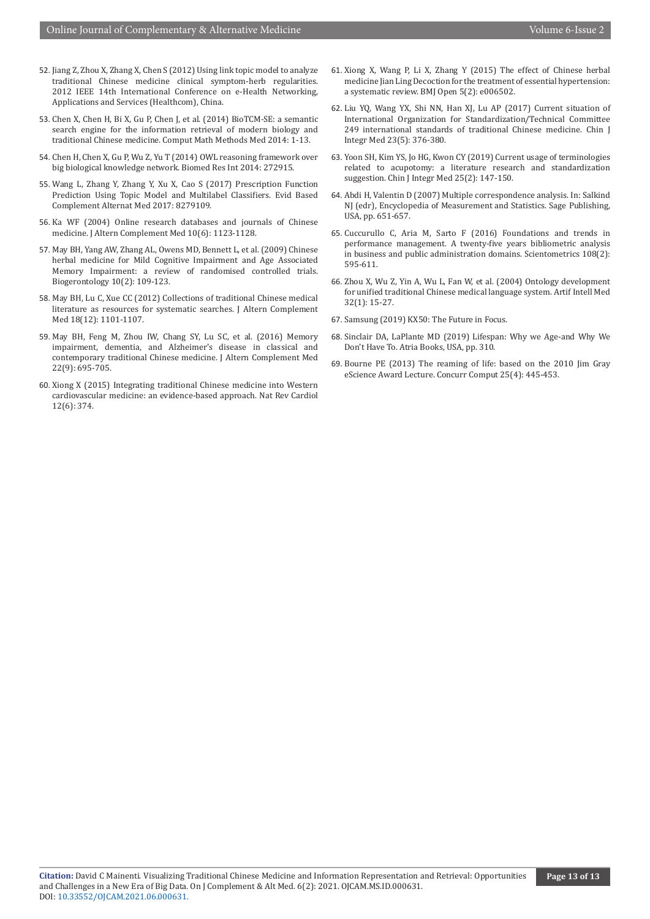52. Jiang Z, Zhou X, Zhang X, Chen S (2012) Using link topic model to analyze traditional Chinese medicine clinical symptom-herb regularities. 2012 IEEE 14th International Conference on e-Health Networking, Applications and Services (Healthcom), China.

53. Chen X, Chen H, Bi X, Gu P, Chen J, et al. (2014) BioTCM-SE: a semantic search engine for the information retrieval of modern biology and traditional Chinese medicine. Comput Math Methods Med 2014: 1-13.

54. Chen H, Chen X, Gu P, Wu Z, Yu T (2014) OWL reasoning framework over big biological knowledge network. Biomed Res Int 2014: 272915.

55. Wang L, Zhang Y, Zhang Y, Xu X, Cao S (2017) Prescription Function Prediction Using Topic Model and Multilabel Classifiers. Evid Based Complement Alternat Med 2017: 8279109.

56. Ka WF (2004) Online research databases and journals of Chinese medicine. J Altern Complement Med 10(6): 1123-1128.

57. May BH, Yang AW, Zhang AL, Owens MD, Bennett L, et al. (2009) Chinese herbal medicine for Mild Cognitive Impairment and Age Associated Memory Impairment: a review of randomised controlled trials. Biogerontology 10(2): 109-123.

58. May BH, Lu C, Xue CC (2012) Collections of traditional Chinese medical literature as resources for systematic searches. J Altern Complement Med 18(12): 1101-1107.

59. May BH, Feng M, Zhou IW, Chang SY, Lu SC, et al. (2016) Memory impairment, dementia, and Alzheimer's disease in classical and contemporary traditional Chinese medicine. J Altern Complement Med 22(9): 695-705.

60. Xiong X (2015) Integrating traditional Chinese medicine into Western cardiovascular medicine: an evidence-based approach. Nat Rev Cardiol 12(6): 374.

61. Xiong X, Wang P, Li X, Zhang Y (2015) The effect of Chinese herbal medicine Jian Ling Decoction for the treatment of essential hypertension: a systematic review. BMJ Open 5(2): e006502.

62. Liu YQ, Wang YX, Shi NN, Han XJ, Lu AP (2017) Current situation of International Organization for Standardization/Technical Committee 249 international standards of traditional Chinese medicine. Chin J Integr Med 23(5): 376-380.

63. Yoon SH, Kim YS, Jo HG, Kwon CY (2019) Current usage of terminologies related to acupotomy: a literature research and standardization suggestion. Chin J Integr Med 25(2): 147-150.

64. Abdi H, Valentin D (2007) Multiple correspondence analysis. In: Salkind NJ (edr), Encyclopedia of Measurement and Statistics. Sage Publishing, USA, pp. 651-657.

65. Cuccurullo C, Aria M, Sarto F (2016) Foundations and trends in performance management. A twenty-five years bibliometric analysis in business and public administration domains. Scientometrics 108(2): 595-611.

66. Zhou X, Wu Z, Yin A, Wu L, Fan W, et al. (2004) Ontology development for unified traditional Chinese medical language system. Artif Intell Med 32(1): 15-27.

67. Samsung (2019) KX50: The Future in Focus.

68. Sinclair DA, LaPlante MD (2019) Lifespan: Why we Age-and Why We Don't Have To. Atria Books, USA, pp. 310.

69. Bourne PE (2013) The reaming of life: based on the 2010 Jim Gray eScience Award Lecture. Concurr Comput 25(4): 445-453.